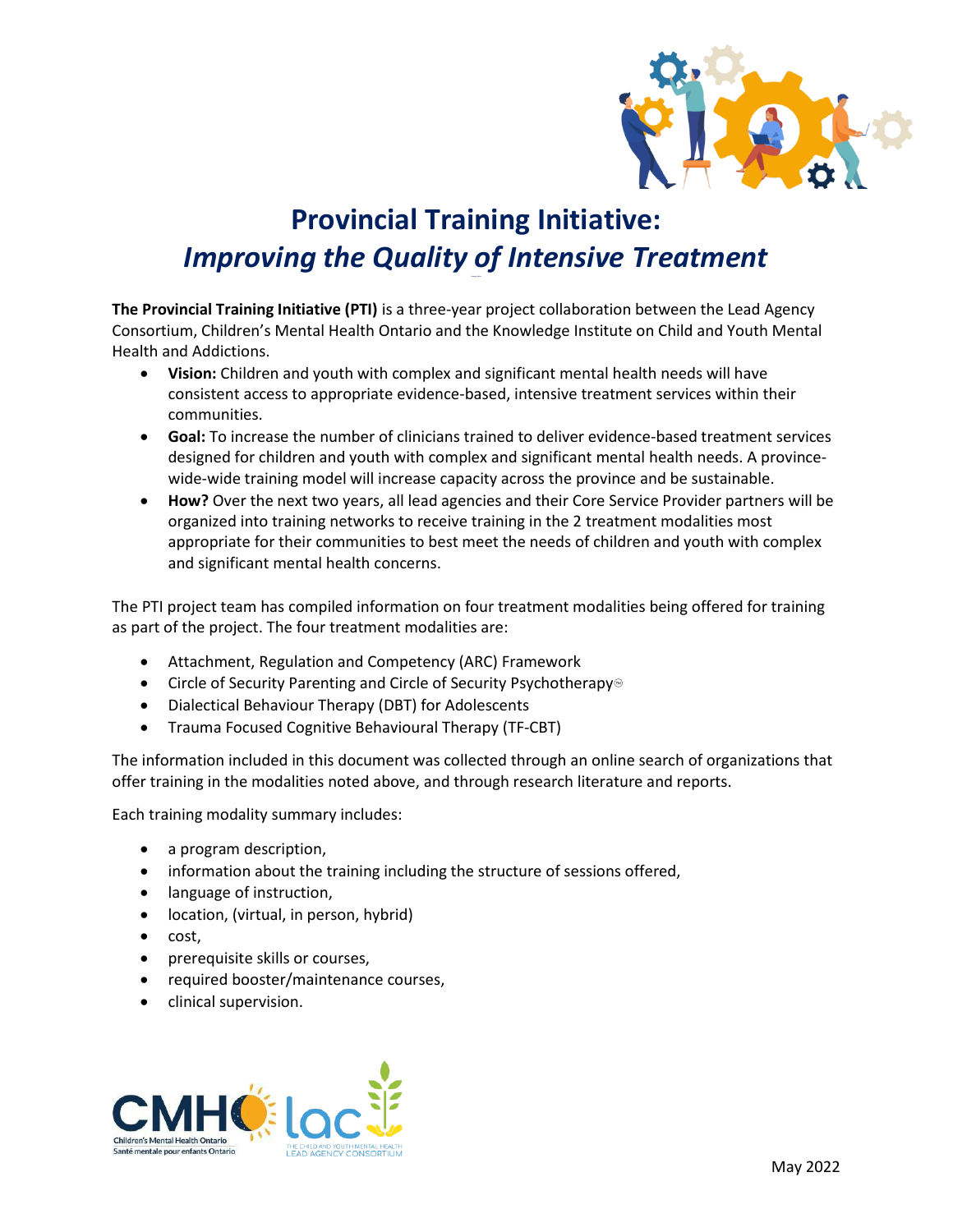# Provincial Training Initiative:
## *Improving the Quality of Intensive Treatment*

**The Provincial Training Initiative (PTI)** is a three-year project collaboration between the Lead Agency Consortium, Children's Mental Health Ontario and the Knowledge Institute on Child and Youth Mental Health and Addictions.

- **Vision:** Children and youth with complex and significant mental health needs will have consistent access to appropriate evidence-based, intensive treatment services within their communities.
- **Goal:** To increase the number of clinicians trained to deliver evidence-based treatment services designed for children and youth with complex and significant mental health needs. A province-wide-wide training model will increase capacity across the province and be sustainable.
- **How?** Over the next two years, all lead agencies and their Core Service Provider partners will be organized into training networks to receive training in the 2 treatment modalities most appropriate for their communities to best meet the needs of children and youth with complex and significant mental health concerns.

The PTI project team has compiled information on four treatment modalities being offered for training as part of the project. The four treatment modalities are:

- Attachment, Regulation and Competency (ARC) Framework
- Circle of Security Parenting and Circle of Security Psychotherapy©
- Dialectical Behaviour Therapy (DBT) for Adolescents
- Trauma Focused Cognitive Behavioural Therapy (TF-CBT)

The information included in this document was collected through an online search of organizations that offer training in the modalities noted above, and through research literature and reports.

Each training modality summary includes:

- a program description,
- information about the training including the structure of sessions offered,
- language of instruction,
- location, (virtual, in person, hybrid)
- cost,
- prerequisite skills or courses,
- required booster/maintenance courses,
- clinical supervision.

CMHO Children's Mental Health Ontario
Santé mentale pour enfants Ontario

lac THE CHILD AND YOUTH MENTAL HEALTH LEAD AGENCY CONSORTIUM

May 2022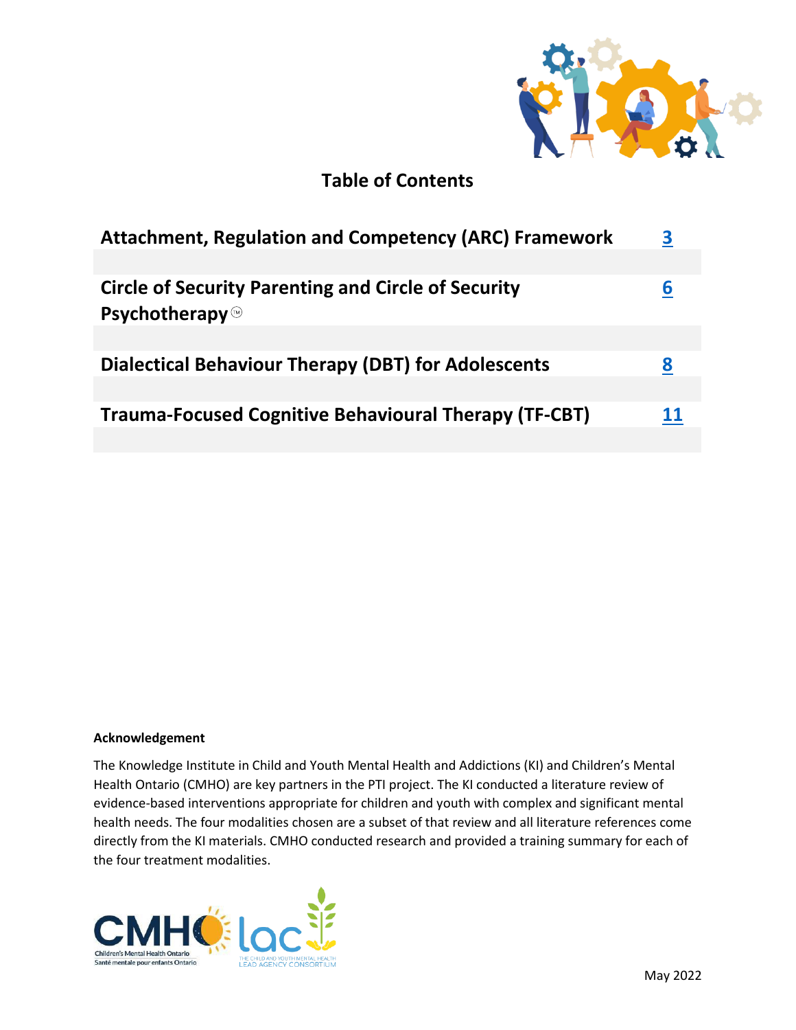## Table of Contents

| | |
|---|---|
| **Attachment, Regulation and Competency (ARC) Framework** | [3] |
| **Circle of Security Parenting and Circle of Security Psychotherapy™** | [6] |
| **Dialectical Behaviour Therapy (DBT) for Adolescents** | [8] |
| **Trauma-Focused Cognitive Behavioural Therapy (TF-CBT)** | [11] |

**Acknowledgement**

The Knowledge Institute in Child and Youth Mental Health and Addictions (KI) and Children's Mental Health Ontario (CMHO) are key partners in the PTI project. The KI conducted a literature review of evidence-based interventions appropriate for children and youth with complex and significant mental health needs. The four modalities chosen are a subset of that review and all literature references come directly from the KI materials. CMHO conducted research and provided a training summary for each of the four treatment modalities.

CMHO Children's Mental Health Ontario Santé mentale pour enfants Ontario

lac THE CHILD AND YOUTH MENTAL HEALTH LEAD AGENCY CONSORTIUM

May 2022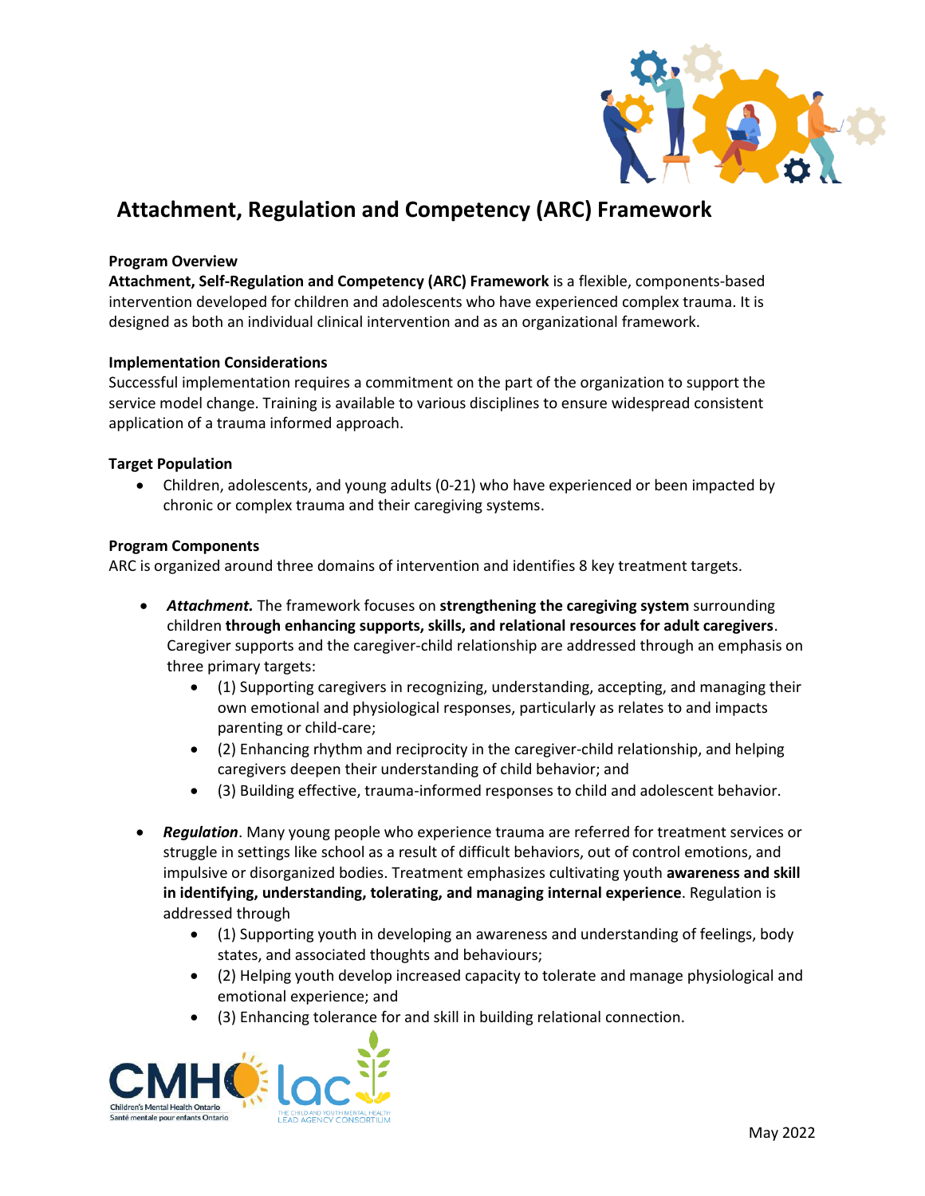# Attachment, Regulation and Competency (ARC) Framework

**Program Overview**

**Attachment, Self-Regulation and Competency (ARC) Framework** is a flexible, components-based intervention developed for children and adolescents who have experienced complex trauma. It is designed as both an individual clinical intervention and as an organizational framework.

**Implementation Considerations**

Successful implementation requires a commitment on the part of the organization to support the service model change. Training is available to various disciplines to ensure widespread consistent application of a trauma informed approach.

**Target Population**

- Children, adolescents, and young adults (0-21) who have experienced or been impacted by chronic or complex trauma and their caregiving systems.

**Program Components**

ARC is organized around three domains of intervention and identifies 8 key treatment targets.

- ***Attachment.*** The framework focuses on **strengthening the caregiving system** surrounding children **through enhancing supports, skills, and relational resources for adult caregivers**. Caregiver supports and the caregiver-child relationship are addressed through an emphasis on three primary targets:
  - (1) Supporting caregivers in recognizing, understanding, accepting, and managing their own emotional and physiological responses, particularly as relates to and impacts parenting or child-care;
  - (2) Enhancing rhythm and reciprocity in the caregiver-child relationship, and helping caregivers deepen their understanding of child behavior; and
  - (3) Building effective, trauma-informed responses to child and adolescent behavior.
- ***Regulation***. Many young people who experience trauma are referred for treatment services or struggle in settings like school as a result of difficult behaviors, out of control emotions, and impulsive or disorganized bodies. Treatment emphasizes cultivating youth **awareness and skill in identifying, understanding, tolerating, and managing internal experience**. Regulation is addressed through
  - (1) Supporting youth in developing an awareness and understanding of feelings, body states, and associated thoughts and behaviours;
  - (2) Helping youth develop increased capacity to tolerate and manage physiological and emotional experience; and
  - (3) Enhancing tolerance for and skill in building relational connection.

May 2022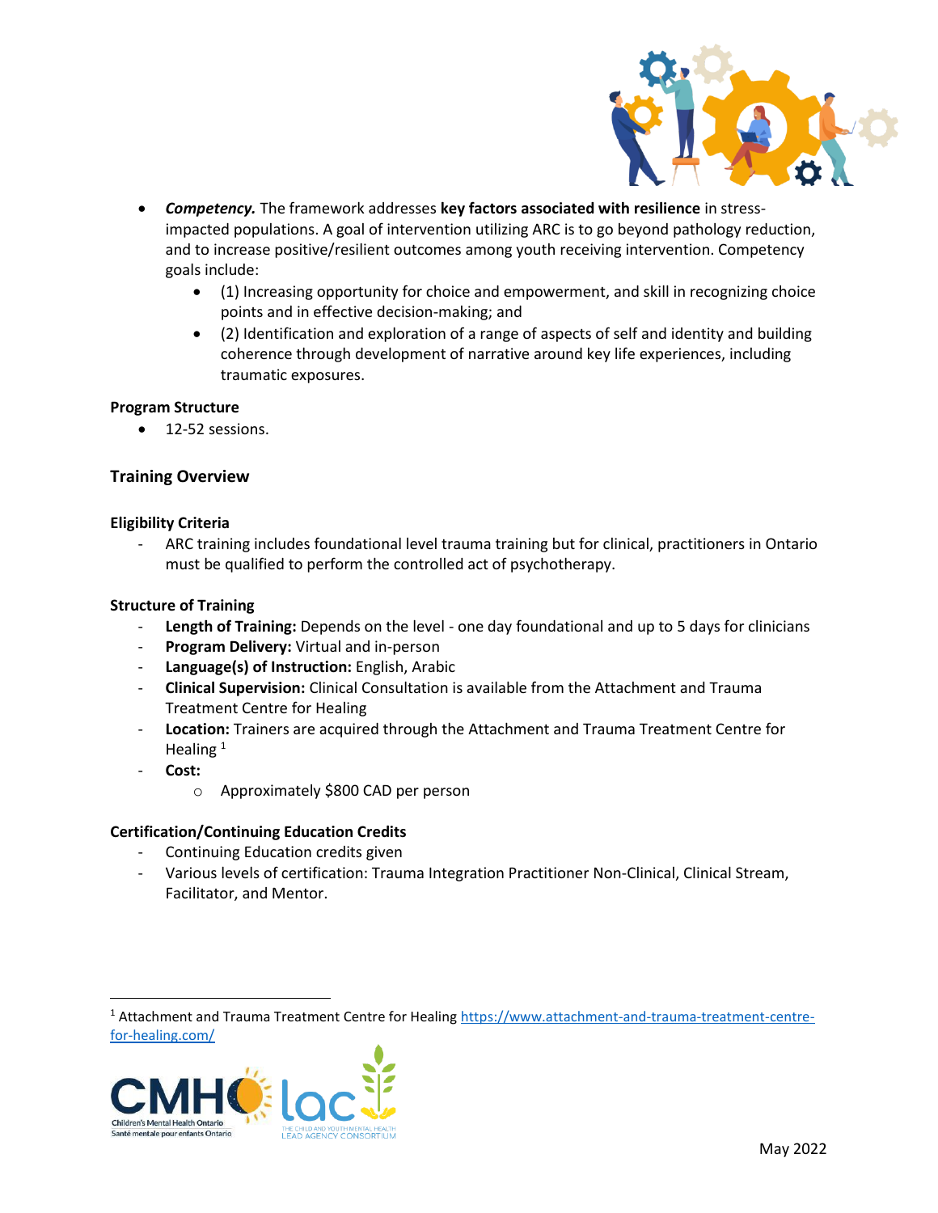- ***Competency.*** The framework addresses **key factors associated with resilience** in stress-impacted populations. A goal of intervention utilizing ARC is to go beyond pathology reduction, and to increase positive/resilient outcomes among youth receiving intervention. Competency goals include:
    - (1) Increasing opportunity for choice and empowerment, and skill in recognizing choice points and in effective decision-making; and
    - (2) Identification and exploration of a range of aspects of self and identity and building coherence through development of narrative around key life experiences, including traumatic exposures.

**Program Structure**

- 12-52 sessions.

### Training Overview

**Eligibility Criteria**

- ARC training includes foundational level trauma training but for clinical, practitioners in Ontario must be qualified to perform the controlled act of psychotherapy.

**Structure of Training**

- **Length of Training:** Depends on the level - one day foundational and up to 5 days for clinicians
- **Program Delivery:** Virtual and in-person
- **Language(s) of Instruction:** English, Arabic
- **Clinical Supervision:** Clinical Consultation is available from the Attachment and Trauma Treatment Centre for Healing
- **Location:** Trainers are acquired through the Attachment and Trauma Treatment Centre for Healing [1]
- **Cost:**
    - Approximately $800 CAD per person

**Certification/Continuing Education Credits**

- Continuing Education credits given
- Various levels of certification: Trauma Integration Practitioner Non-Clinical, Clinical Stream, Facilitator, and Mentor.

[1] Attachment and Trauma Treatment Centre for Healing https://www.attachment-and-trauma-treatment-centre-for-healing.com/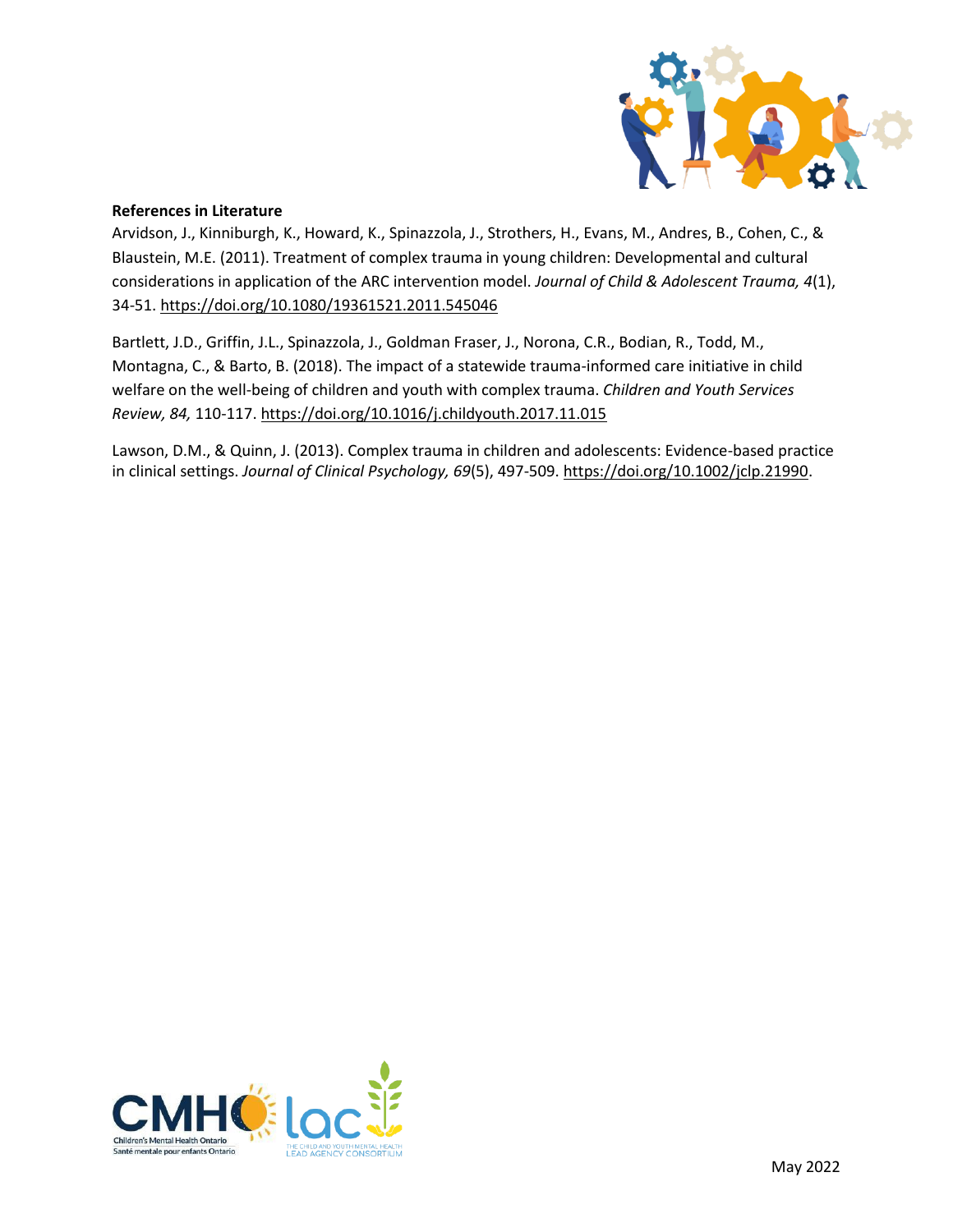**References in Literature**

Arvidson, J., Kinniburgh, K., Howard, K., Spinazzola, J., Strothers, H., Evans, M., Andres, B., Cohen, C., & Blaustein, M.E. (2011). Treatment of complex trauma in young children: Developmental and cultural considerations in application of the ARC intervention model. *Journal of Child & Adolescent Trauma, 4*(1), 34-51. https://doi.org/10.1080/19361521.2011.545046

Bartlett, J.D., Griffin, J.L., Spinazzola, J., Goldman Fraser, J., Norona, C.R., Bodian, R., Todd, M., Montagna, C., & Barto, B. (2018). The impact of a statewide trauma-informed care initiative in child welfare on the well-being of children and youth with complex trauma. *Children and Youth Services Review, 84,* 110-117. https://doi.org/10.1016/j.childyouth.2017.11.015

Lawson, D.M., & Quinn, J. (2013). Complex trauma in children and adolescents: Evidence-based practice in clinical settings. *Journal of Clinical Psychology, 69*(5), 497-509. https://doi.org/10.1002/jclp.21990.

May 2022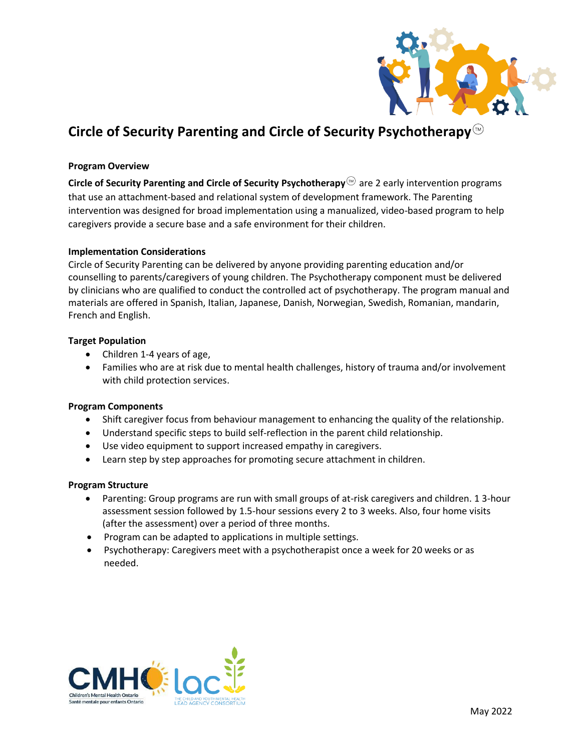# Circle of Security Parenting and Circle of Security Psychotherapy™

**Program Overview**

**Circle of Security Parenting and Circle of Security Psychotherapy™** are 2 early intervention programs that use an attachment-based and relational system of development framework. The Parenting intervention was designed for broad implementation using a manualized, video-based program to help caregivers provide a secure base and a safe environment for their children.

**Implementation Considerations**

Circle of Security Parenting can be delivered by anyone providing parenting education and/or counselling to parents/caregivers of young children. The Psychotherapy component must be delivered by clinicians who are qualified to conduct the controlled act of psychotherapy. The program manual and materials are offered in Spanish, Italian, Japanese, Danish, Norwegian, Swedish, Romanian, mandarin, French and English.

**Target Population**

- Children 1-4 years of age,
- Families who are at risk due to mental health challenges, history of trauma and/or involvement with child protection services.

**Program Components**

- Shift caregiver focus from behaviour management to enhancing the quality of the relationship.
- Understand specific steps to build self-reflection in the parent child relationship.
- Use video equipment to support increased empathy in caregivers.
- Learn step by step approaches for promoting secure attachment in children.

**Program Structure**

- Parenting: Group programs are run with small groups of at-risk caregivers and children. 1 3-hour assessment session followed by 1.5-hour sessions every 2 to 3 weeks. Also, four home visits (after the assessment) over a period of three months.
- Program can be adapted to applications in multiple settings.
- Psychotherapy: Caregivers meet with a psychotherapist once a week for 20 weeks or as needed.

May 2022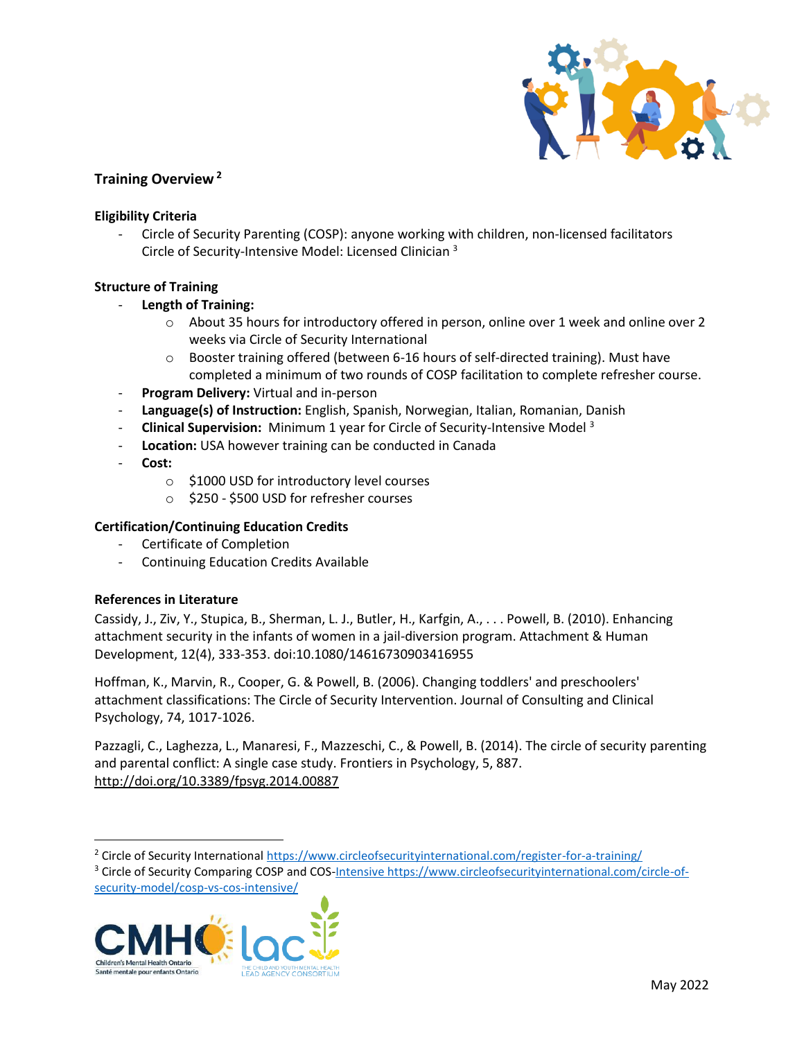## Training Overview [2]

### Eligibility Criteria

- Circle of Security Parenting (COSP): anyone working with children, non-licensed facilitators
  Circle of Security-Intensive Model: Licensed Clinician [3]

### Structure of Training

- **Length of Training:**
  - About 35 hours for introductory offered in person, online over 1 week and online over 2 weeks via Circle of Security International
  - Booster training offered (between 6-16 hours of self-directed training). Must have completed a minimum of two rounds of COSP facilitation to complete refresher course.
- **Program Delivery:** Virtual and in-person
- **Language(s) of Instruction:** English, Spanish, Norwegian, Italian, Romanian, Danish
- **Clinical Supervision:** Minimum 1 year for Circle of Security-Intensive Model [3]
- **Location:** USA however training can be conducted in Canada
- **Cost:**
  - $1000 USD for introductory level courses
  - $250 - $500 USD for refresher courses

### Certification/Continuing Education Credits

- Certificate of Completion
- Continuing Education Credits Available

### References in Literature

Cassidy, J., Ziv, Y., Stupica, B., Sherman, L. J., Butler, H., Karfgin, A., . . . Powell, B. (2010). Enhancing attachment security in the infants of women in a jail-diversion program. Attachment & Human Development, 12(4), 333-353. doi:10.1080/14616730903416955

Hoffman, K., Marvin, R., Cooper, G. & Powell, B. (2006). Changing toddlers' and preschoolers' attachment classifications: The Circle of Security Intervention. Journal of Consulting and Clinical Psychology, 74, 1017-1026.

Pazzagli, C., Laghezza, L., Manaresi, F., Mazzeschi, C., & Powell, B. (2014). The circle of security parenting and parental conflict: A single case study. Frontiers in Psychology, 5, 887. http://doi.org/10.3389/fpsyg.2014.00887

---

[2] Circle of Security International https://www.circleofsecurityinternational.com/register-for-a-training/

[3] Circle of Security Comparing COSP and COS-Intensive https://www.circleofsecurityinternational.com/circle-of-security-model/cosp-vs-cos-intensive/

May 2022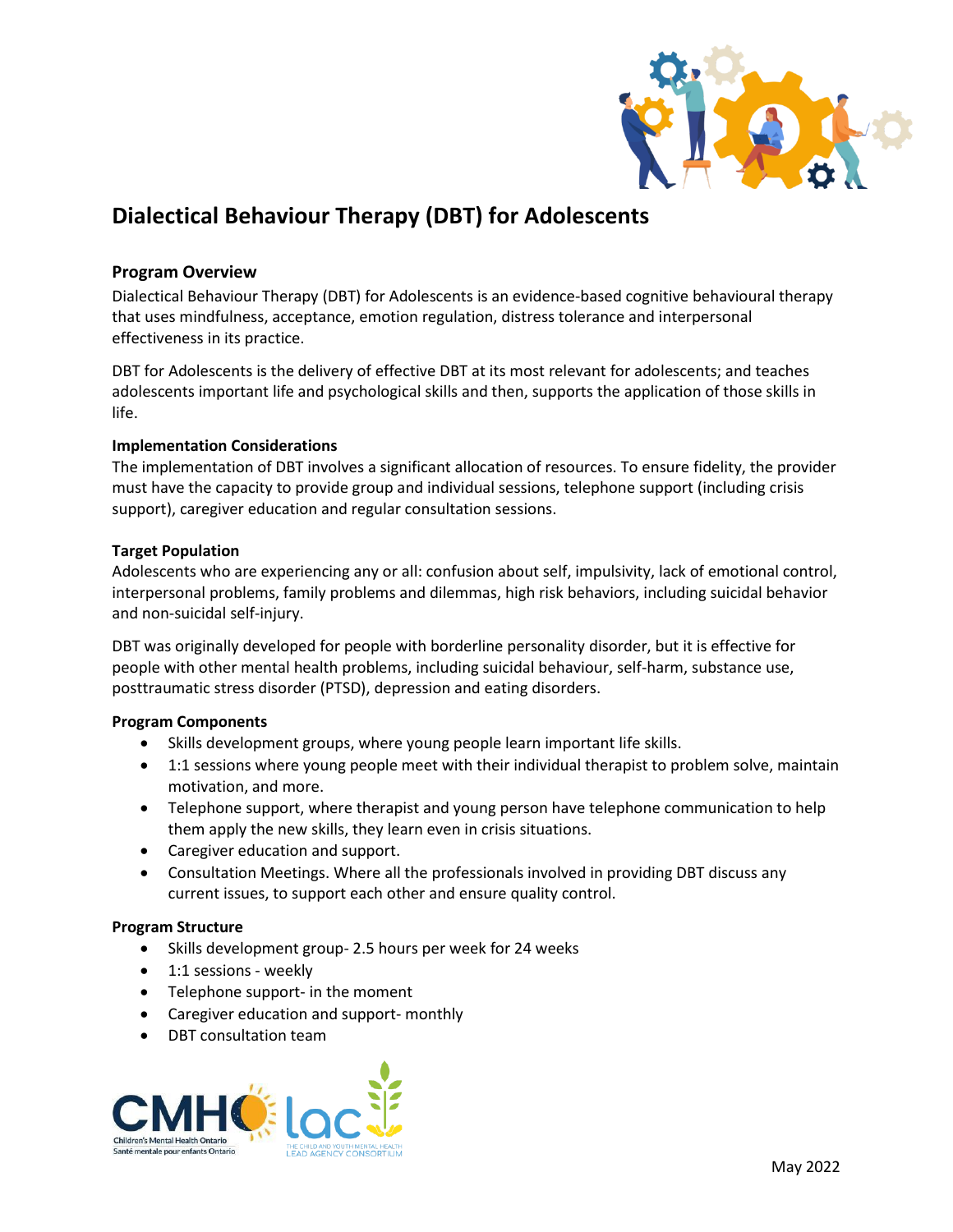# Dialectical Behaviour Therapy (DBT) for Adolescents

## Program Overview

Dialectical Behaviour Therapy (DBT) for Adolescents is an evidence-based cognitive behavioural therapy that uses mindfulness, acceptance, emotion regulation, distress tolerance and interpersonal effectiveness in its practice.

DBT for Adolescents is the delivery of effective DBT at its most relevant for adolescents; and teaches adolescents important life and psychological skills and then, supports the application of those skills in life.

### Implementation Considerations

The implementation of DBT involves a significant allocation of resources. To ensure fidelity, the provider must have the capacity to provide group and individual sessions, telephone support (including crisis support), caregiver education and regular consultation sessions.

### Target Population

Adolescents who are experiencing any or all: confusion about self, impulsivity, lack of emotional control, interpersonal problems, family problems and dilemmas, high risk behaviors, including suicidal behavior and non-suicidal self-injury.

DBT was originally developed for people with borderline personality disorder, but it is effective for people with other mental health problems, including suicidal behaviour, self-harm, substance use, posttraumatic stress disorder (PTSD), depression and eating disorders.

### Program Components

- Skills development groups, where young people learn important life skills.
- 1:1 sessions where young people meet with their individual therapist to problem solve, maintain motivation, and more.
- Telephone support, where therapist and young person have telephone communication to help them apply the new skills, they learn even in crisis situations.
- Caregiver education and support.
- Consultation Meetings. Where all the professionals involved in providing DBT discuss any current issues, to support each other and ensure quality control.

### Program Structure

- Skills development group- 2.5 hours per week for 24 weeks
- 1:1 sessions - weekly
- Telephone support- in the moment
- Caregiver education and support- monthly
- DBT consultation team

May 2022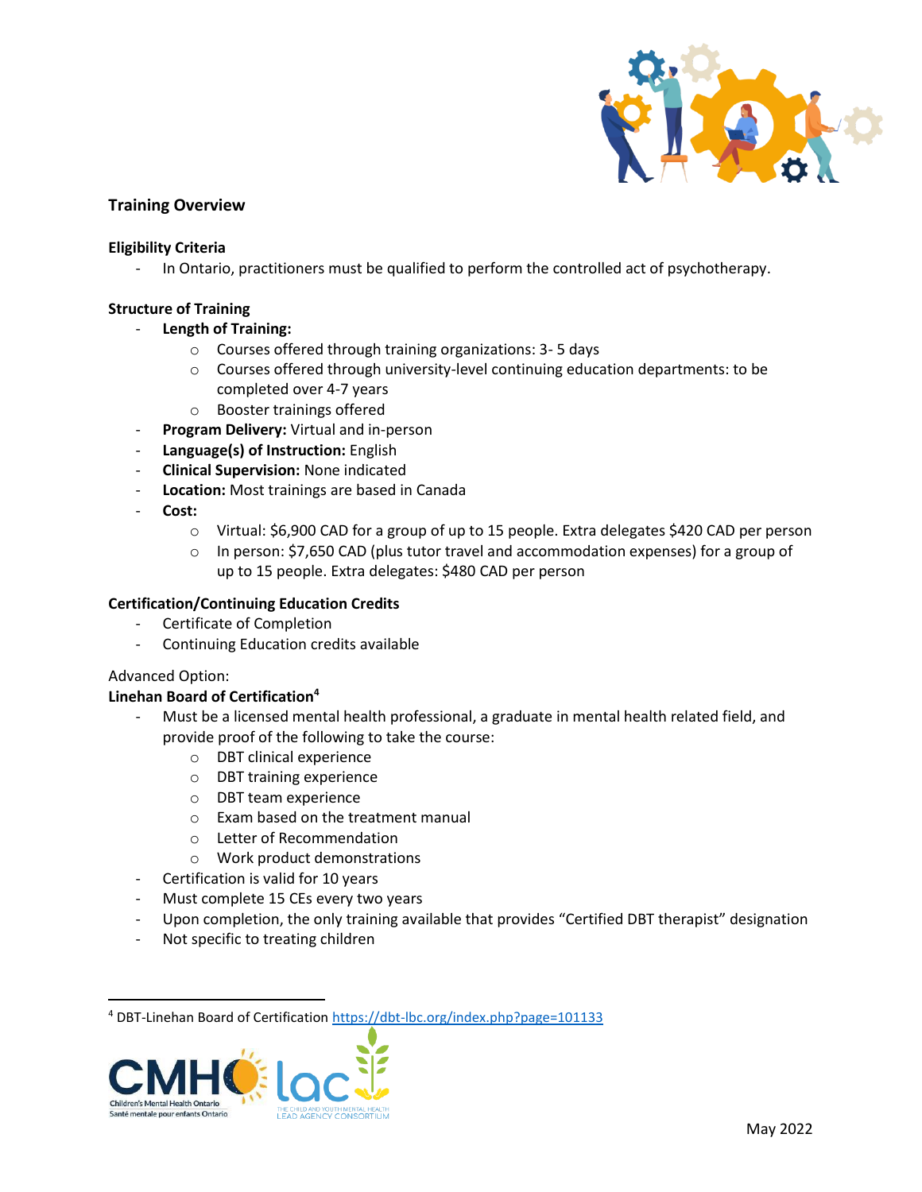## Training Overview

**Eligibility Criteria**

- In Ontario, practitioners must be qualified to perform the controlled act of psychotherapy.

**Structure of Training**

- **Length of Training:**
  - Courses offered through training organizations: 3- 5 days
  - Courses offered through university-level continuing education departments: to be completed over 4-7 years
  - Booster trainings offered
- **Program Delivery:** Virtual and in-person
- **Language(s) of Instruction:** English
- **Clinical Supervision:** None indicated
- **Location:** Most trainings are based in Canada
- **Cost:**
  - Virtual: $6,900 CAD for a group of up to 15 people. Extra delegates $420 CAD per person
  - In person: $7,650 CAD (plus tutor travel and accommodation expenses) for a group of up to 15 people. Extra delegates: $480 CAD per person

**Certification/Continuing Education Credits**

- Certificate of Completion
- Continuing Education credits available

Advanced Option:

**Linehan Board of Certification**[4]

- Must be a licensed mental health professional, a graduate in mental health related field, and provide proof of the following to take the course:
  - DBT clinical experience
  - DBT training experience
  - DBT team experience
  - Exam based on the treatment manual
  - Letter of Recommendation
  - Work product demonstrations
- Certification is valid for 10 years
- Must complete 15 CEs every two years
- Upon completion, the only training available that provides "Certified DBT therapist" designation
- Not specific to treating children

[4] DBT-Linehan Board of Certification https://dbt-lbc.org/index.php?page=101133

May 2022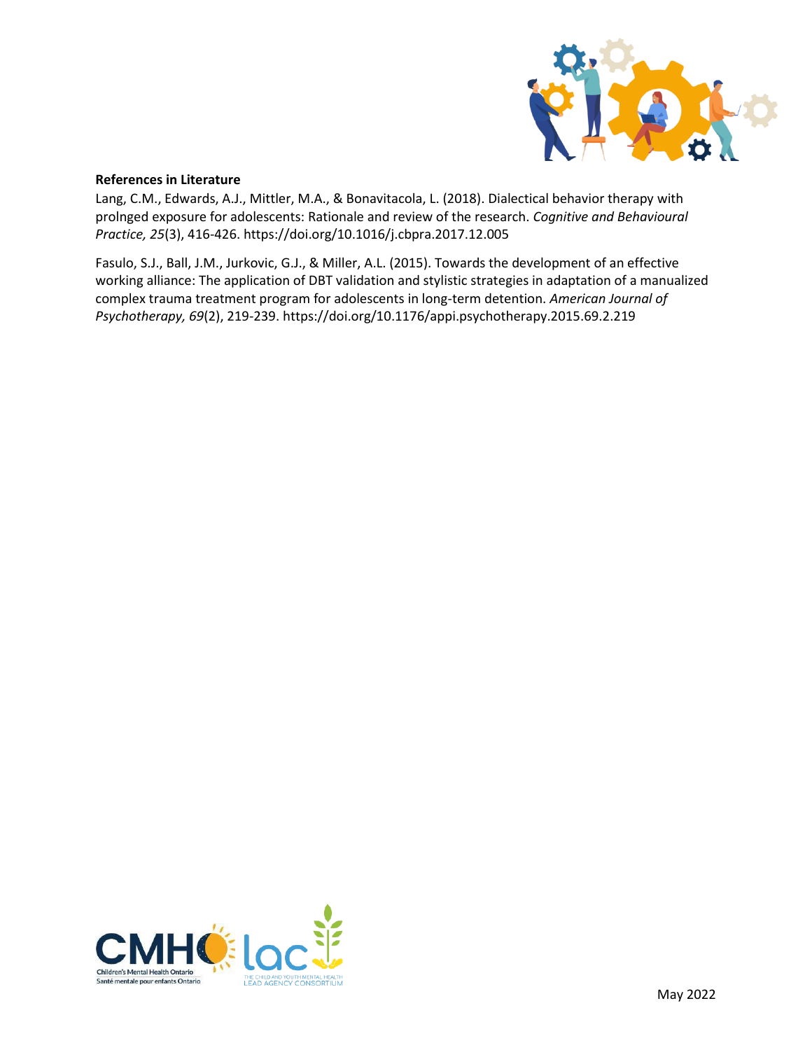**References in Literature**

Lang, C.M., Edwards, A.J., Mittler, M.A., & Bonavitacola, L. (2018). Dialectical behavior therapy with prolnged exposure for adolescents: Rationale and review of the research. *Cognitive and Behavioural Practice, 25*(3), 416-426. https://doi.org/10.1016/j.cbpra.2017.12.005

Fasulo, S.J., Ball, J.M., Jurkovic, G.J., & Miller, A.L. (2015). Towards the development of an effective working alliance: The application of DBT validation and stylistic strategies in adaptation of a manualized complex trauma treatment program for adolescents in long-term detention. *American Journal of Psychotherapy, 69*(2), 219-239. https://doi.org/10.1176/appi.psychotherapy.2015.69.2.219

May 2022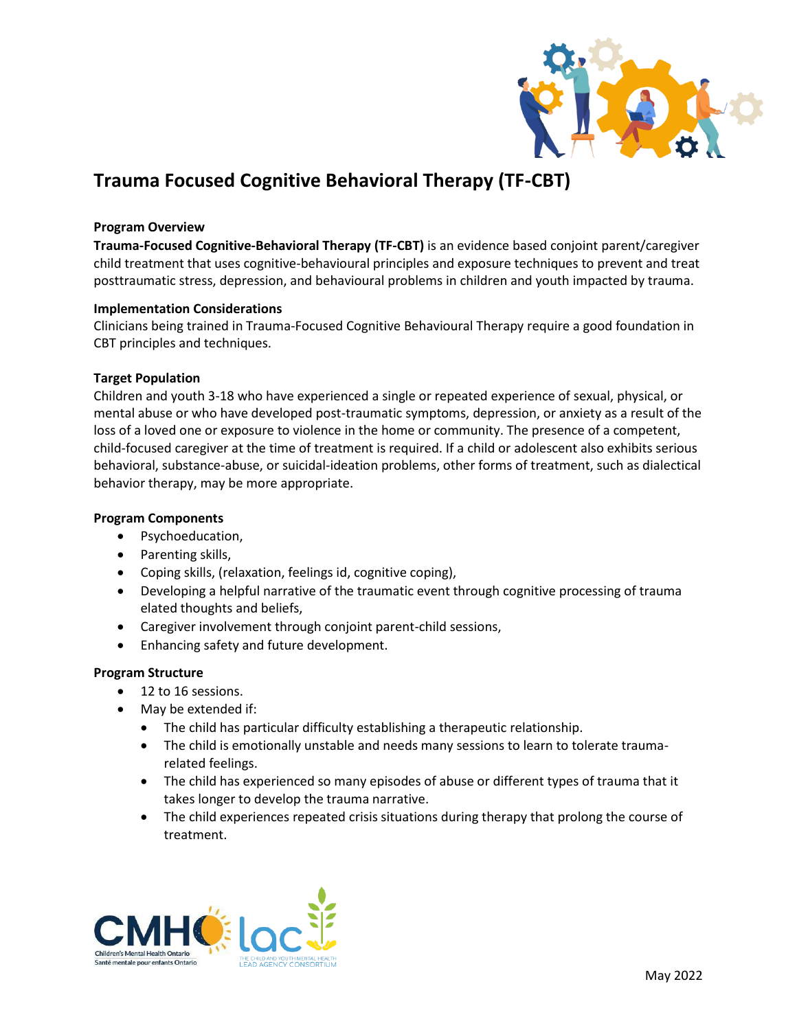# Trauma Focused Cognitive Behavioral Therapy (TF-CBT)

**Program Overview**
**Trauma-Focused Cognitive-Behavioral Therapy (TF-CBT)** is an evidence based conjoint parent/caregiver child treatment that uses cognitive-behavioural principles and exposure techniques to prevent and treat posttraumatic stress, depression, and behavioural problems in children and youth impacted by trauma.

**Implementation Considerations**
Clinicians being trained in Trauma-Focused Cognitive Behavioural Therapy require a good foundation in CBT principles and techniques.

**Target Population**
Children and youth 3-18 who have experienced a single or repeated experience of sexual, physical, or mental abuse or who have developed post-traumatic symptoms, depression, or anxiety as a result of the loss of a loved one or exposure to violence in the home or community. The presence of a competent, child-focused caregiver at the time of treatment is required. If a child or adolescent also exhibits serious behavioral, substance-abuse, or suicidal-ideation problems, other forms of treatment, such as dialectical behavior therapy, may be more appropriate.

**Program Components**

- Psychoeducation,
- Parenting skills,
- Coping skills, (relaxation, feelings id, cognitive coping),
- Developing a helpful narrative of the traumatic event through cognitive processing of trauma elated thoughts and beliefs,
- Caregiver involvement through conjoint parent-child sessions,
- Enhancing safety and future development.

**Program Structure**

- 12 to 16 sessions.
- May be extended if:
  - The child has particular difficulty establishing a therapeutic relationship.
  - The child is emotionally unstable and needs many sessions to learn to tolerate trauma-related feelings.
  - The child has experienced so many episodes of abuse or different types of trauma that it takes longer to develop the trauma narrative.
  - The child experiences repeated crisis situations during therapy that prolong the course of treatment.

May 2022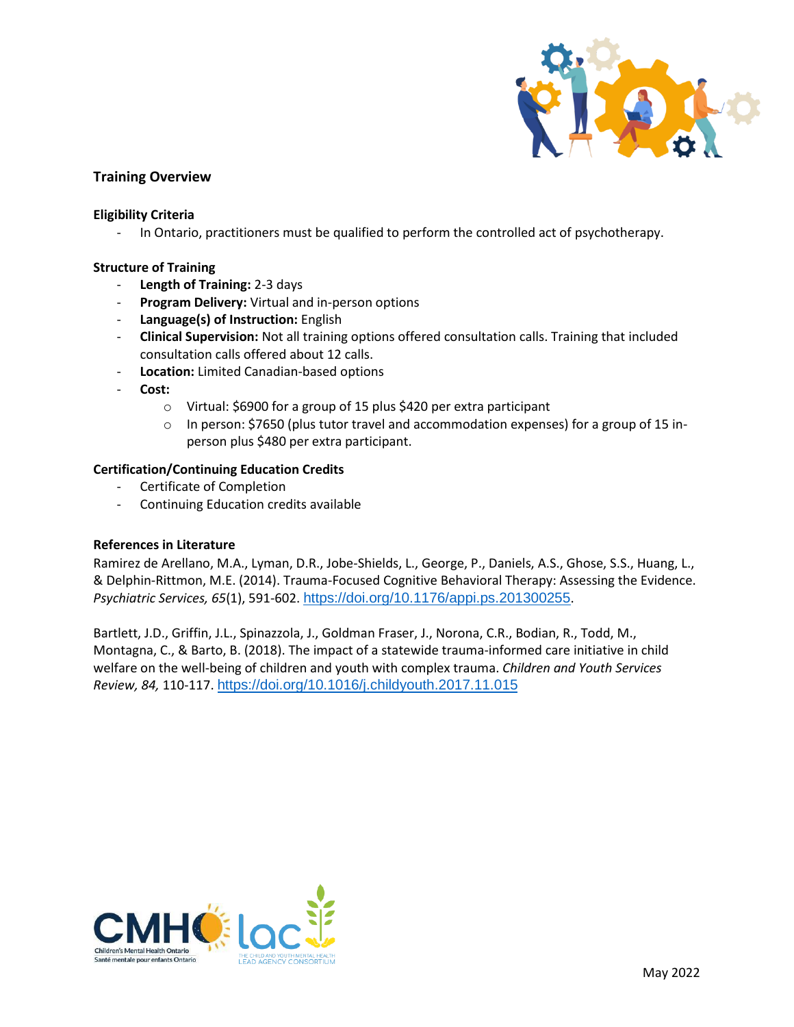## Training Overview

### Eligibility Criteria

- In Ontario, practitioners must be qualified to perform the controlled act of psychotherapy.

### Structure of Training

- **Length of Training:** 2-3 days
- **Program Delivery:** Virtual and in-person options
- **Language(s) of Instruction:** English
- **Clinical Supervision:** Not all training options offered consultation calls. Training that included consultation calls offered about 12 calls.
- **Location:** Limited Canadian-based options
- **Cost:**
  - Virtual: $6900 for a group of 15 plus $420 per extra participant
  - In person: $7650 (plus tutor travel and accommodation expenses) for a group of 15 in-person plus $480 per extra participant.

### Certification/Continuing Education Credits

- Certificate of Completion
- Continuing Education credits available

### References in Literature

Ramirez de Arellano, M.A., Lyman, D.R., Jobe-Shields, L., George, P., Daniels, A.S., Ghose, S.S., Huang, L., & Delphin-Rittmon, M.E. (2014). Trauma-Focused Cognitive Behavioral Therapy: Assessing the Evidence. *Psychiatric Services, 65*(1), 591-602. https://doi.org/10.1176/appi.ps.201300255.

Bartlett, J.D., Griffin, J.L., Spinazzola, J., Goldman Fraser, J., Norona, C.R., Bodian, R., Todd, M., Montagna, C., & Barto, B. (2018). The impact of a statewide trauma-informed care initiative in child welfare on the well-being of children and youth with complex trauma. *Children and Youth Services Review, 84,* 110-117. https://doi.org/10.1016/j.childyouth.2017.11.015

May 2022